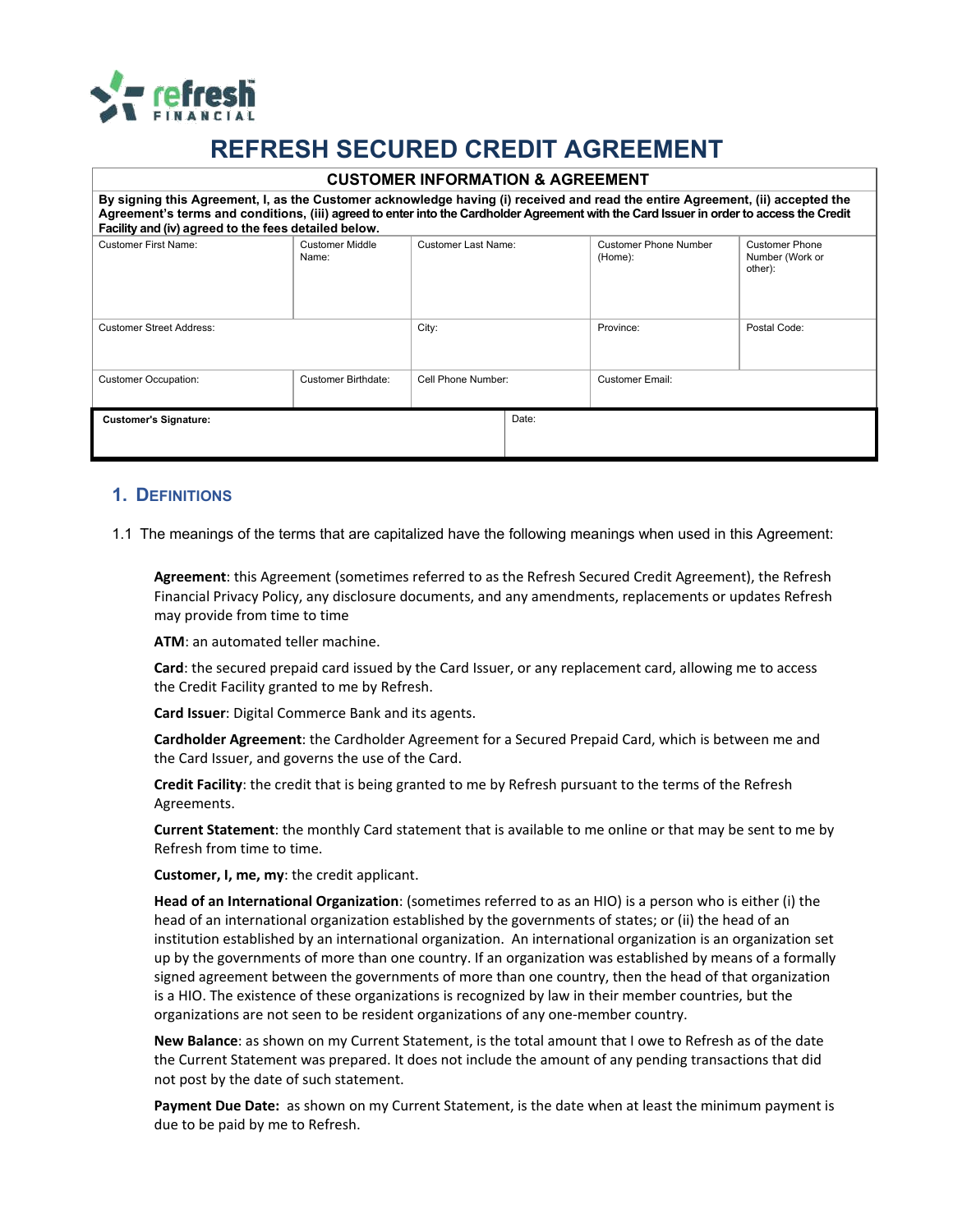refresh FINANCIAL

# REFRESH SECURED CREDIT AGREEMENT

| CUSTOMER INFORMATION & AGREEMENT | | | | |
|---|---|---|---|---|
| **By signing this Agreement, I, as the Customer acknowledge having (i) received and read the entire Agreement, (ii) accepted the Agreement's terms and conditions, (iii) agreed to enter into the Cardholder Agreement with the Card Issuer in order to access the Credit Facility and (iv) agreed to the fees detailed below.** | | | | |
| Customer First Name: | Customer Middle Name: | Customer Last Name: | Customer Phone Number (Home): | Customer Phone Number (Work or other): |
| Customer Street Address: | | City: | Province: | Postal Code: |
| Customer Occupation: | Customer Birthdate: | Cell Phone Number: | Customer Email: | |
| **Customer's Signature:** | | | Date: | |

## 1. Definitions

1.1 The meanings of the terms that are capitalized have the following meanings when used in this Agreement:

**Agreement**: this Agreement (sometimes referred to as the Refresh Secured Credit Agreement), the Refresh Financial Privacy Policy, any disclosure documents, and any amendments, replacements or updates Refresh may provide from time to time

**ATM**: an automated teller machine.

**Card**: the secured prepaid card issued by the Card Issuer, or any replacement card, allowing me to access the Credit Facility granted to me by Refresh.

**Card Issuer**: Digital Commerce Bank and its agents.

**Cardholder Agreement**: the Cardholder Agreement for a Secured Prepaid Card, which is between me and the Card Issuer, and governs the use of the Card.

**Credit Facility**: the credit that is being granted to me by Refresh pursuant to the terms of the Refresh Agreements.

**Current Statement**: the monthly Card statement that is available to me online or that may be sent to me by Refresh from time to time.

**Customer, I, me, my**: the credit applicant.

**Head of an International Organization**: (sometimes referred to as an HIO) is a person who is either (i) the head of an international organization established by the governments of states; or (ii) the head of an institution established by an international organization. An international organization is an organization set up by the governments of more than one country. If an organization was established by means of a formally signed agreement between the governments of more than one country, then the head of that organization is a HIO. The existence of these organizations is recognized by law in their member countries, but the organizations are not seen to be resident organizations of any one-member country.

**New Balance**: as shown on my Current Statement, is the total amount that I owe to Refresh as of the date the Current Statement was prepared. It does not include the amount of any pending transactions that did not post by the date of such statement.

**Payment Due Date:** as shown on my Current Statement, is the date when at least the minimum payment is due to be paid by me to Refresh.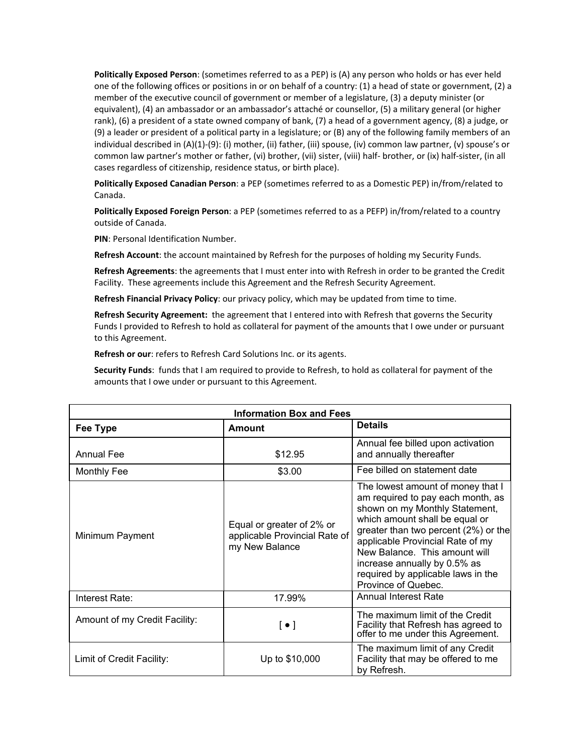**Politically Exposed Person**: (sometimes referred to as a PEP) is (A) any person who holds or has ever held one of the following offices or positions in or on behalf of a country: (1) a head of state or government, (2) a member of the executive council of government or member of a legislature, (3) a deputy minister (or equivalent), (4) an ambassador or an ambassador's attaché or counsellor, (5) a military general (or higher rank), (6) a president of a state owned company of bank, (7) a head of a government agency, (8) a judge, or (9) a leader or president of a political party in a legislature; or (B) any of the following family members of an individual described in (A)(1)-(9): (i) mother, (ii) father, (iii) spouse, (iv) common law partner, (v) spouse's or common law partner's mother or father, (vi) brother, (vii) sister, (viii) half- brother, or (ix) half-sister, (in all cases regardless of citizenship, residence status, or birth place).

**Politically Exposed Canadian Person**: a PEP (sometimes referred to as a Domestic PEP) in/from/related to Canada.

**Politically Exposed Foreign Person**: a PEP (sometimes referred to as a PEFP) in/from/related to a country outside of Canada.

**PIN**: Personal Identification Number.

**Refresh Account**: the account maintained by Refresh for the purposes of holding my Security Funds.

**Refresh Agreements**: the agreements that I must enter into with Refresh in order to be granted the Credit Facility. These agreements include this Agreement and the Refresh Security Agreement.

**Refresh Financial Privacy Policy**: our privacy policy, which may be updated from time to time.

**Refresh Security Agreement:** the agreement that I entered into with Refresh that governs the Security Funds I provided to Refresh to hold as collateral for payment of the amounts that I owe under or pursuant to this Agreement.

**Refresh or our**: refers to Refresh Card Solutions Inc. or its agents.

**Security Funds**: funds that I am required to provide to Refresh, to hold as collateral for payment of the amounts that I owe under or pursuant to this Agreement.

| **Information Box and Fees** | | |
|---|---|---|
| **Fee Type** | **Amount** | **Details** |
| Annual Fee | $12.95 | Annual fee billed upon activation and annually thereafter |
| Monthly Fee | $3.00 | Fee billed on statement date |
| Minimum Payment | Equal or greater of 2% or applicable Provincial Rate of my New Balance | The lowest amount of money that I am required to pay each month, as shown on my Monthly Statement, which amount shall be equal or greater than two percent (2%) or the applicable Provincial Rate of my New Balance. This amount will increase annually by 0.5% as required by applicable laws in the Province of Quebec. |
| Interest Rate: | 17.99% | Annual Interest Rate |
| Amount of my Credit Facility: | [ • ] | The maximum limit of the Credit Facility that Refresh has agreed to offer to me under this Agreement. |
| Limit of Credit Facility: | Up to $10,000 | The maximum limit of any Credit Facility that may be offered to me by Refresh. |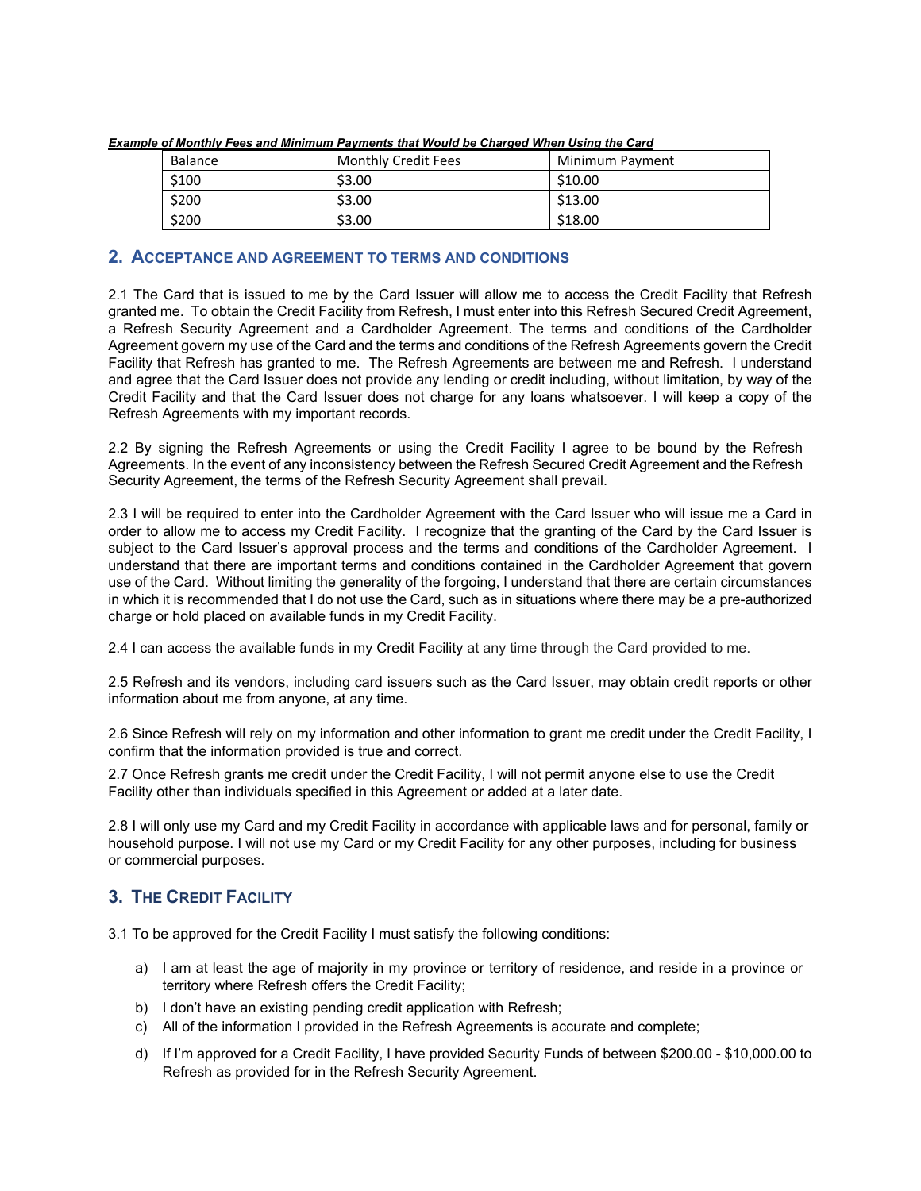***Example of Monthly Fees and Minimum Payments that Would be Charged When Using the Card***

| Balance | Monthly Credit Fees | Minimum Payment |
|---|---|---|
| $100 | $3.00 | $10.00 |
| $200 | $3.00 | $13.00 |
| $200 | $3.00 | $18.00 |

## 2. ACCEPTANCE AND AGREEMENT TO TERMS AND CONDITIONS

2.1 The Card that is issued to me by the Card Issuer will allow me to access the Credit Facility that Refresh granted me. To obtain the Credit Facility from Refresh, I must enter into this Refresh Secured Credit Agreement, a Refresh Security Agreement and a Cardholder Agreement. The terms and conditions of the Cardholder Agreement govern my use of the Card and the terms and conditions of the Refresh Agreements govern the Credit Facility that Refresh has granted to me. The Refresh Agreements are between me and Refresh. I understand and agree that the Card Issuer does not provide any lending or credit including, without limitation, by way of the Credit Facility and that the Card Issuer does not charge for any loans whatsoever. I will keep a copy of the Refresh Agreements with my important records.

2.2 By signing the Refresh Agreements or using the Credit Facility I agree to be bound by the Refresh Agreements. In the event of any inconsistency between the Refresh Secured Credit Agreement and the Refresh Security Agreement, the terms of the Refresh Security Agreement shall prevail.

2.3 I will be required to enter into the Cardholder Agreement with the Card Issuer who will issue me a Card in order to allow me to access my Credit Facility. I recognize that the granting of the Card by the Card Issuer is subject to the Card Issuer's approval process and the terms and conditions of the Cardholder Agreement. I understand that there are important terms and conditions contained in the Cardholder Agreement that govern use of the Card. Without limiting the generality of the forgoing, I understand that there are certain circumstances in which it is recommended that I do not use the Card, such as in situations where there may be a pre-authorized charge or hold placed on available funds in my Credit Facility.

2.4 I can access the available funds in my Credit Facility at any time through the Card provided to me.

2.5 Refresh and its vendors, including card issuers such as the Card Issuer, may obtain credit reports or other information about me from anyone, at any time.

2.6 Since Refresh will rely on my information and other information to grant me credit under the Credit Facility, I confirm that the information provided is true and correct.

2.7 Once Refresh grants me credit under the Credit Facility, I will not permit anyone else to use the Credit Facility other than individuals specified in this Agreement or added at a later date.

2.8 I will only use my Card and my Credit Facility in accordance with applicable laws and for personal, family or household purpose. I will not use my Card or my Credit Facility for any other purposes, including for business or commercial purposes.

## 3. THE CREDIT FACILITY

3.1 To be approved for the Credit Facility I must satisfy the following conditions:

a) I am at least the age of majority in my province or territory of residence, and reside in a province or territory where Refresh offers the Credit Facility;
b) I don't have an existing pending credit application with Refresh;
c) All of the information I provided in the Refresh Agreements is accurate and complete;
d) If I'm approved for a Credit Facility, I have provided Security Funds of between $200.00 - $10,000.00 to Refresh as provided for in the Refresh Security Agreement.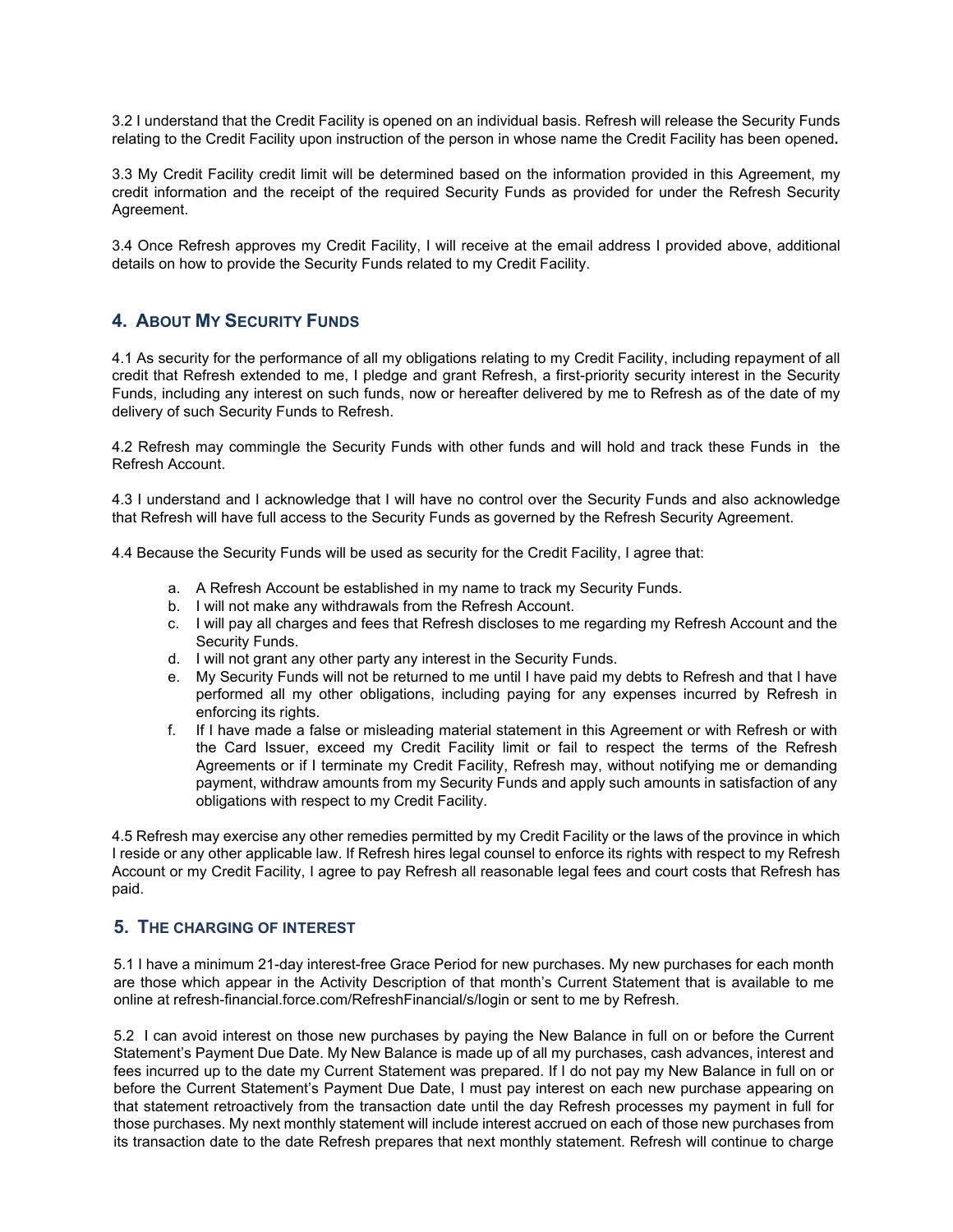3.2 I understand that the Credit Facility is opened on an individual basis. Refresh will release the Security Funds relating to the Credit Facility upon instruction of the person in whose name the Credit Facility has been opened**.**

3.3 My Credit Facility credit limit will be determined based on the information provided in this Agreement, my credit information and the receipt of the required Security Funds as provided for under the Refresh Security Agreement.

3.4 Once Refresh approves my Credit Facility, I will receive at the email address I provided above, additional details on how to provide the Security Funds related to my Credit Facility.

## 4. About My Security Funds

4.1 As security for the performance of all my obligations relating to my Credit Facility, including repayment of all credit that Refresh extended to me, I pledge and grant Refresh, a first-priority security interest in the Security Funds, including any interest on such funds, now or hereafter delivered by me to Refresh as of the date of my delivery of such Security Funds to Refresh.

4.2 Refresh may commingle the Security Funds with other funds and will hold and track these Funds in the Refresh Account.

4.3 I understand and I acknowledge that I will have no control over the Security Funds and also acknowledge that Refresh will have full access to the Security Funds as governed by the Refresh Security Agreement.

4.4 Because the Security Funds will be used as security for the Credit Facility, I agree that:

a. A Refresh Account be established in my name to track my Security Funds.
b. I will not make any withdrawals from the Refresh Account.
c. I will pay all charges and fees that Refresh discloses to me regarding my Refresh Account and the Security Funds.
d. I will not grant any other party any interest in the Security Funds.
e. My Security Funds will not be returned to me until I have paid my debts to Refresh and that I have performed all my other obligations, including paying for any expenses incurred by Refresh in enforcing its rights.
f. If I have made a false or misleading material statement in this Agreement or with Refresh or with the Card Issuer, exceed my Credit Facility limit or fail to respect the terms of the Refresh Agreements or if I terminate my Credit Facility, Refresh may, without notifying me or demanding payment, withdraw amounts from my Security Funds and apply such amounts in satisfaction of any obligations with respect to my Credit Facility.

4.5 Refresh may exercise any other remedies permitted by my Credit Facility or the laws of the province in which I reside or any other applicable law. If Refresh hires legal counsel to enforce its rights with respect to my Refresh Account or my Credit Facility, I agree to pay Refresh all reasonable legal fees and court costs that Refresh has paid.

## 5. The charging of interest

5.1 I have a minimum 21-day interest-free Grace Period for new purchases. My new purchases for each month are those which appear in the Activity Description of that month's Current Statement that is available to me online at refresh-financial.force.com/RefreshFinancial/s/login or sent to me by Refresh.

5.2 I can avoid interest on those new purchases by paying the New Balance in full on or before the Current Statement's Payment Due Date. My New Balance is made up of all my purchases, cash advances, interest and fees incurred up to the date my Current Statement was prepared. If I do not pay my New Balance in full on or before the Current Statement's Payment Due Date, I must pay interest on each new purchase appearing on that statement retroactively from the transaction date until the day Refresh processes my payment in full for those purchases. My next monthly statement will include interest accrued on each of those new purchases from its transaction date to the date Refresh prepares that next monthly statement. Refresh will continue to charge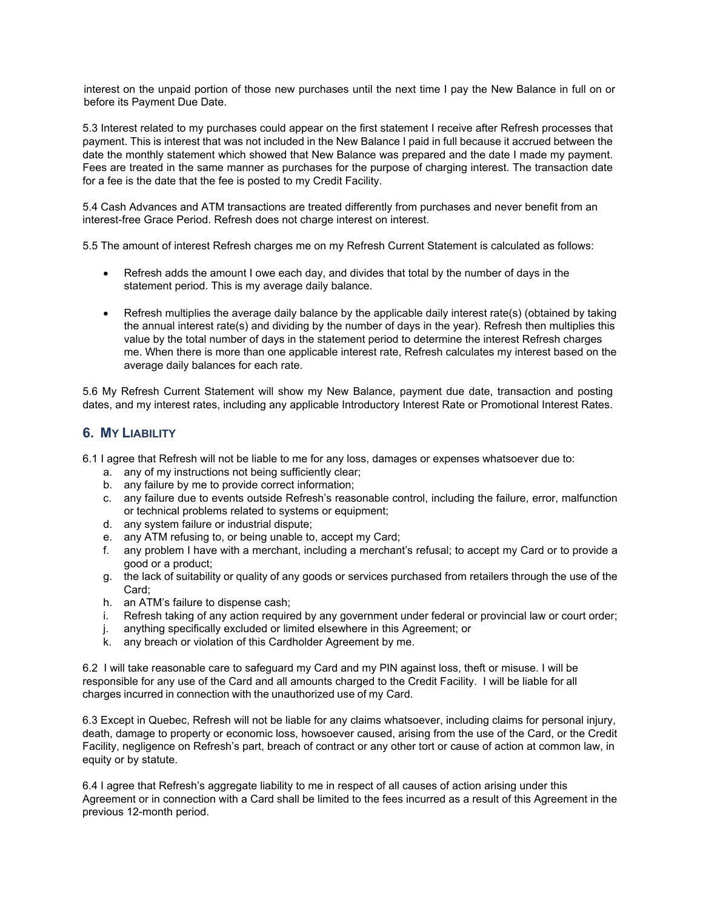interest on the unpaid portion of those new purchases until the next time I pay the New Balance in full on or before its Payment Due Date.

5.3 Interest related to my purchases could appear on the first statement I receive after Refresh processes that payment. This is interest that was not included in the New Balance I paid in full because it accrued between the date the monthly statement which showed that New Balance was prepared and the date I made my payment. Fees are treated in the same manner as purchases for the purpose of charging interest. The transaction date for a fee is the date that the fee is posted to my Credit Facility.

5.4 Cash Advances and ATM transactions are treated differently from purchases and never benefit from an interest-free Grace Period. Refresh does not charge interest on interest.

5.5 The amount of interest Refresh charges me on my Refresh Current Statement is calculated as follows:

- Refresh adds the amount I owe each day, and divides that total by the number of days in the statement period. This is my average daily balance.
- Refresh multiplies the average daily balance by the applicable daily interest rate(s) (obtained by taking the annual interest rate(s) and dividing by the number of days in the year). Refresh then multiplies this value by the total number of days in the statement period to determine the interest Refresh charges me. When there is more than one applicable interest rate, Refresh calculates my interest based on the average daily balances for each rate.

5.6 My Refresh Current Statement will show my New Balance, payment due date, transaction and posting dates, and my interest rates, including any applicable Introductory Interest Rate or Promotional Interest Rates.

## 6. My Liability

6.1 I agree that Refresh will not be liable to me for any loss, damages or expenses whatsoever due to:

a. any of my instructions not being sufficiently clear;
b. any failure by me to provide correct information;
c. any failure due to events outside Refresh's reasonable control, including the failure, error, malfunction or technical problems related to systems or equipment;
d. any system failure or industrial dispute;
e. any ATM refusing to, or being unable to, accept my Card;
f. any problem I have with a merchant, including a merchant's refusal; to accept my Card or to provide a good or a product;
g. the lack of suitability or quality of any goods or services purchased from retailers through the use of the Card;
h. an ATM's failure to dispense cash;
i. Refresh taking of any action required by any government under federal or provincial law or court order;
j. anything specifically excluded or limited elsewhere in this Agreement; or
k. any breach or violation of this Cardholder Agreement by me.

6.2 I will take reasonable care to safeguard my Card and my PIN against loss, theft or misuse. I will be responsible for any use of the Card and all amounts charged to the Credit Facility. I will be liable for all charges incurred in connection with the unauthorized use of my Card.

6.3 Except in Quebec, Refresh will not be liable for any claims whatsoever, including claims for personal injury, death, damage to property or economic loss, howsoever caused, arising from the use of the Card, or the Credit Facility, negligence on Refresh's part, breach of contract or any other tort or cause of action at common law, in equity or by statute.

6.4 I agree that Refresh's aggregate liability to me in respect of all causes of action arising under this Agreement or in connection with a Card shall be limited to the fees incurred as a result of this Agreement in the previous 12-month period.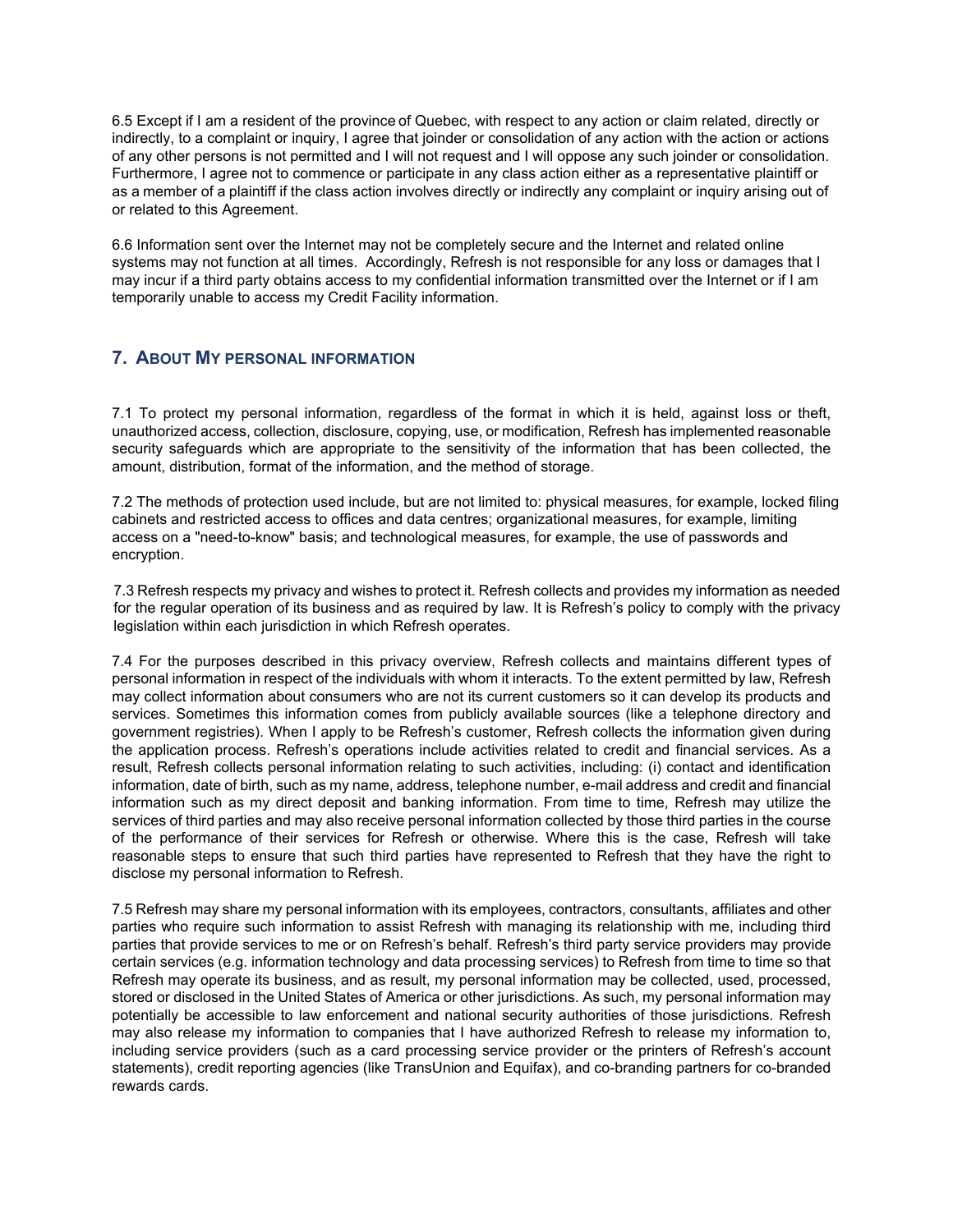6.5 Except if I am a resident of the province of Quebec, with respect to any action or claim related, directly or indirectly, to a complaint or inquiry, I agree that joinder or consolidation of any action with the action or actions of any other persons is not permitted and I will not request and I will oppose any such joinder or consolidation. Furthermore, I agree not to commence or participate in any class action either as a representative plaintiff or as a member of a plaintiff if the class action involves directly or indirectly any complaint or inquiry arising out of or related to this Agreement.

6.6 Information sent over the Internet may not be completely secure and the Internet and related online systems may not function at all times. Accordingly, Refresh is not responsible for any loss or damages that I may incur if a third party obtains access to my confidential information transmitted over the Internet or if I am temporarily unable to access my Credit Facility information.

## 7. About My personal information

7.1 To protect my personal information, regardless of the format in which it is held, against loss or theft, unauthorized access, collection, disclosure, copying, use, or modification, Refresh has implemented reasonable security safeguards which are appropriate to the sensitivity of the information that has been collected, the amount, distribution, format of the information, and the method of storage.

7.2 The methods of protection used include, but are not limited to: physical measures, for example, locked filing cabinets and restricted access to offices and data centres; organizational measures, for example, limiting access on a "need-to-know" basis; and technological measures, for example, the use of passwords and encryption.

7.3 Refresh respects my privacy and wishes to protect it. Refresh collects and provides my information as needed for the regular operation of its business and as required by law. It is Refresh's policy to comply with the privacy legislation within each jurisdiction in which Refresh operates.

7.4 For the purposes described in this privacy overview, Refresh collects and maintains different types of personal information in respect of the individuals with whom it interacts. To the extent permitted by law, Refresh may collect information about consumers who are not its current customers so it can develop its products and services. Sometimes this information comes from publicly available sources (like a telephone directory and government registries). When I apply to be Refresh's customer, Refresh collects the information given during the application process. Refresh's operations include activities related to credit and financial services. As a result, Refresh collects personal information relating to such activities, including: (i) contact and identification information, date of birth, such as my name, address, telephone number, e-mail address and credit and financial information such as my direct deposit and banking information. From time to time, Refresh may utilize the services of third parties and may also receive personal information collected by those third parties in the course of the performance of their services for Refresh or otherwise. Where this is the case, Refresh will take reasonable steps to ensure that such third parties have represented to Refresh that they have the right to disclose my personal information to Refresh.

7.5 Refresh may share my personal information with its employees, contractors, consultants, affiliates and other parties who require such information to assist Refresh with managing its relationship with me, including third parties that provide services to me or on Refresh's behalf. Refresh's third party service providers may provide certain services (e.g. information technology and data processing services) to Refresh from time to time so that Refresh may operate its business, and as result, my personal information may be collected, used, processed, stored or disclosed in the United States of America or other jurisdictions. As such, my personal information may potentially be accessible to law enforcement and national security authorities of those jurisdictions. Refresh may also release my information to companies that I have authorized Refresh to release my information to, including service providers (such as a card processing service provider or the printers of Refresh's account statements), credit reporting agencies (like TransUnion and Equifax), and co-branding partners for co-branded rewards cards.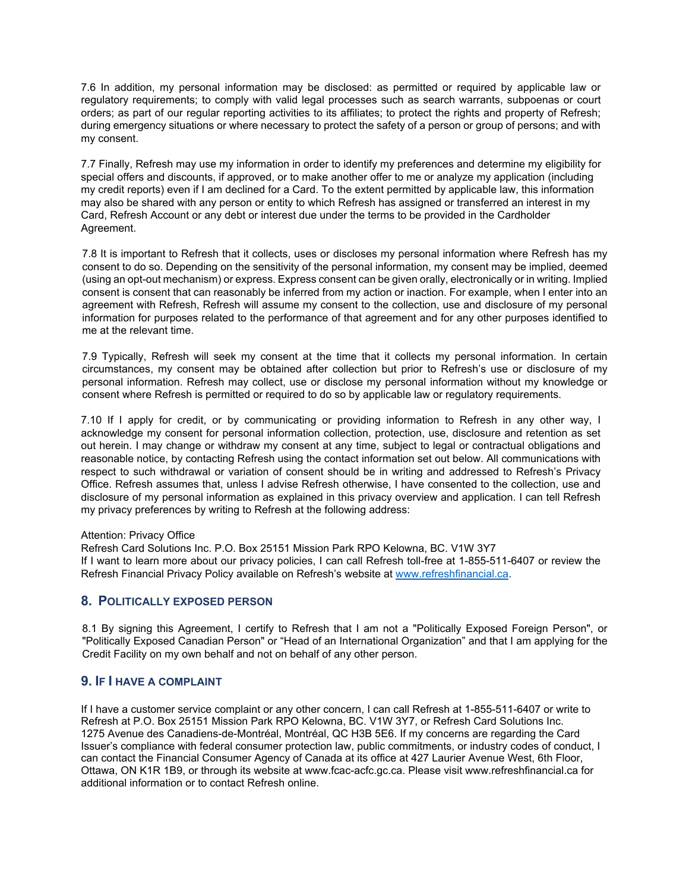7.6 In addition, my personal information may be disclosed: as permitted or required by applicable law or regulatory requirements; to comply with valid legal processes such as search warrants, subpoenas or court orders; as part of our regular reporting activities to its affiliates; to protect the rights and property of Refresh; during emergency situations or where necessary to protect the safety of a person or group of persons; and with my consent.

7.7 Finally, Refresh may use my information in order to identify my preferences and determine my eligibility for special offers and discounts, if approved, or to make another offer to me or analyze my application (including my credit reports) even if I am declined for a Card. To the extent permitted by applicable law, this information may also be shared with any person or entity to which Refresh has assigned or transferred an interest in my Card, Refresh Account or any debt or interest due under the terms to be provided in the Cardholder Agreement.

7.8 It is important to Refresh that it collects, uses or discloses my personal information where Refresh has my consent to do so. Depending on the sensitivity of the personal information, my consent may be implied, deemed (using an opt-out mechanism) or express. Express consent can be given orally, electronically or in writing. Implied consent is consent that can reasonably be inferred from my action or inaction. For example, when I enter into an agreement with Refresh, Refresh will assume my consent to the collection, use and disclosure of my personal information for purposes related to the performance of that agreement and for any other purposes identified to me at the relevant time.

7.9 Typically, Refresh will seek my consent at the time that it collects my personal information. In certain circumstances, my consent may be obtained after collection but prior to Refresh's use or disclosure of my personal information. Refresh may collect, use or disclose my personal information without my knowledge or consent where Refresh is permitted or required to do so by applicable law or regulatory requirements.

7.10 If I apply for credit, or by communicating or providing information to Refresh in any other way, I acknowledge my consent for personal information collection, protection, use, disclosure and retention as set out herein. I may change or withdraw my consent at any time, subject to legal or contractual obligations and reasonable notice, by contacting Refresh using the contact information set out below. All communications with respect to such withdrawal or variation of consent should be in writing and addressed to Refresh's Privacy Office. Refresh assumes that, unless I advise Refresh otherwise, I have consented to the collection, use and disclosure of my personal information as explained in this privacy overview and application. I can tell Refresh my privacy preferences by writing to Refresh at the following address:

Attention: Privacy Office
Refresh Card Solutions Inc. P.O. Box 25151 Mission Park RPO Kelowna, BC. V1W 3Y7
If I want to learn more about our privacy policies, I can call Refresh toll-free at 1-855-511-6407 or review the Refresh Financial Privacy Policy available on Refresh's website at [www.refreshfinancial.ca](www.refreshfinancial.ca).

## 8. Politically Exposed Person

8.1 By signing this Agreement, I certify to Refresh that I am not a "Politically Exposed Foreign Person", or "Politically Exposed Canadian Person" or "Head of an International Organization" and that I am applying for the Credit Facility on my own behalf and not on behalf of any other person.

## 9. If I have a complaint

If I have a customer service complaint or any other concern, I can call Refresh at 1-855-511-6407 or write to Refresh at P.O. Box 25151 Mission Park RPO Kelowna, BC. V1W 3Y7, or Refresh Card Solutions Inc. 1275 Avenue des Canadiens-de-Montréal, Montréal, QC H3B 5E6. If my concerns are regarding the Card Issuer's compliance with federal consumer protection law, public commitments, or industry codes of conduct, I can contact the Financial Consumer Agency of Canada at its office at 427 Laurier Avenue West, 6th Floor, Ottawa, ON K1R 1B9, or through its website at www.fcac-acfc.gc.ca. Please visit www.refreshfinancial.ca for additional information or to contact Refresh online.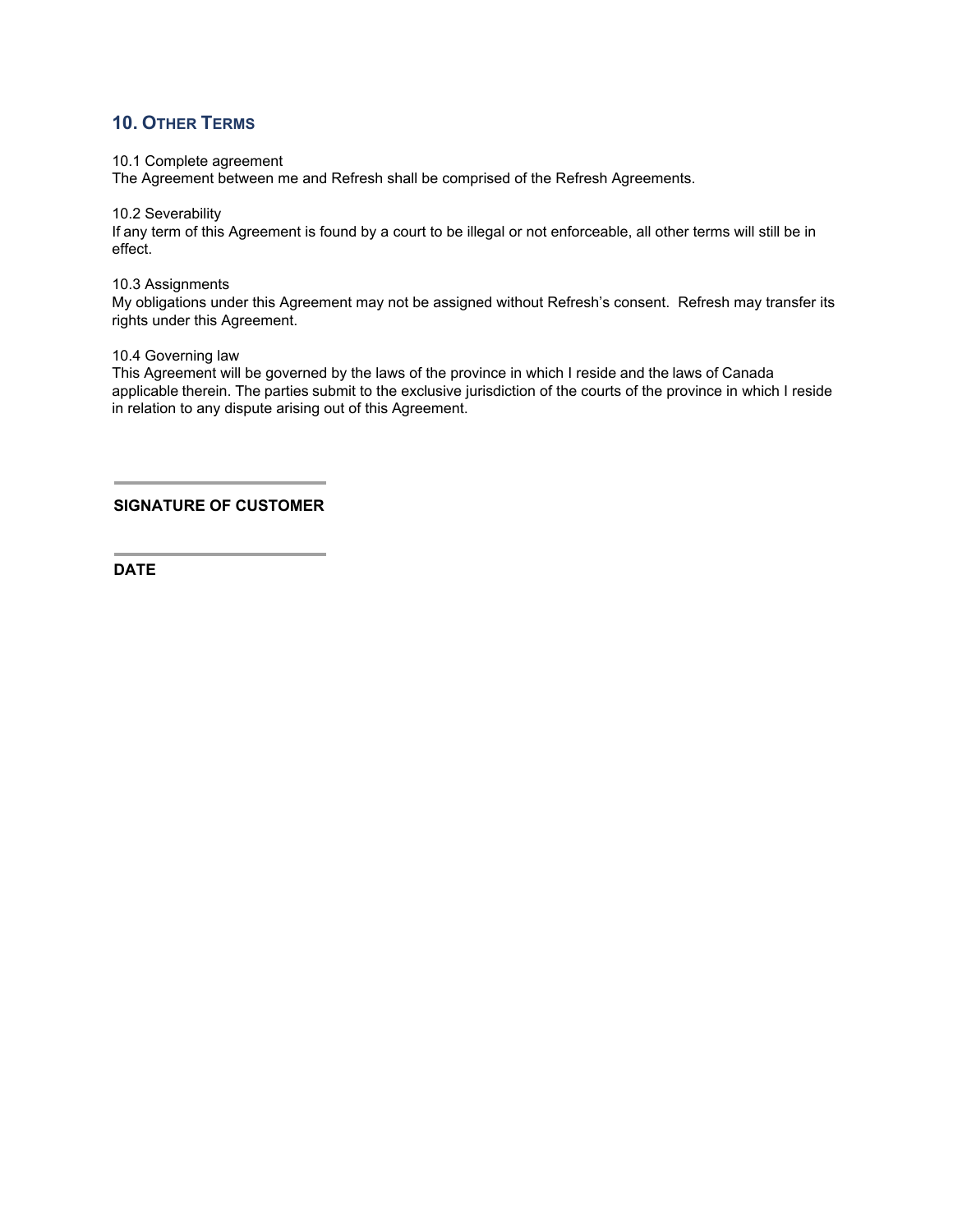## 10. Other Terms

10.1 Complete agreement
The Agreement between me and Refresh shall be comprised of the Refresh Agreements.

10.2 Severability
If any term of this Agreement is found by a court to be illegal or not enforceable, all other terms will still be in effect.

10.3 Assignments
My obligations under this Agreement may not be assigned without Refresh's consent. Refresh may transfer its rights under this Agreement.

10.4 Governing law
This Agreement will be governed by the laws of the province in which I reside and the laws of Canada applicable therein. The parties submit to the exclusive jurisdiction of the courts of the province in which I reside in relation to any dispute arising out of this Agreement.

______________________________

**SIGNATURE OF CUSTOMER**

______________________________

**DATE**